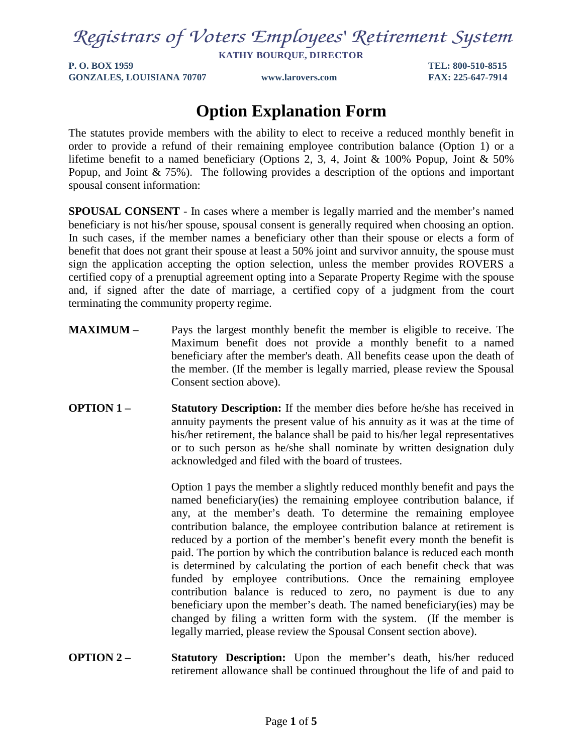# Registrars of Voters Employees' Retirement System

**KATHY BOURQUE, DIRECTOR**

**P. O. BOX 1959**
**GONZALES, LOUISIANA 70707**
**www.larovers.com**
**TEL: 800-510-8515**
**FAX: 225-647-7914**

## Option Explanation Form

The statutes provide members with the ability to elect to receive a reduced monthly benefit in order to provide a refund of their remaining employee contribution balance (Option 1) or a lifetime benefit to a named beneficiary (Options 2, 3, 4, Joint & 100% Popup, Joint & 50% Popup, and Joint & 75%). The following provides a description of the options and important spousal consent information:

**SPOUSAL CONSENT** - In cases where a member is legally married and the member's named beneficiary is not his/her spouse, spousal consent is generally required when choosing an option. In such cases, if the member names a beneficiary other than their spouse or elects a form of benefit that does not grant their spouse at least a 50% joint and survivor annuity, the spouse must sign the application accepting the option selection, unless the member provides ROVERS a certified copy of a prenuptial agreement opting into a Separate Property Regime with the spouse and, if signed after the date of marriage, a certified copy of a judgment from the court terminating the community property regime.

**MAXIMUM** – Pays the largest monthly benefit the member is eligible to receive. The Maximum benefit does not provide a monthly benefit to a named beneficiary after the member's death. All benefits cease upon the death of the member. (If the member is legally married, please review the Spousal Consent section above).

**OPTION 1 –** **Statutory Description:** If the member dies before he/she has received in annuity payments the present value of his annuity as it was at the time of his/her retirement, the balance shall be paid to his/her legal representatives or to such person as he/she shall nominate by written designation duly acknowledged and filed with the board of trustees.

Option 1 pays the member a slightly reduced monthly benefit and pays the named beneficiary(ies) the remaining employee contribution balance, if any, at the member's death. To determine the remaining employee contribution balance, the employee contribution balance at retirement is reduced by a portion of the member's benefit every month the benefit is paid. The portion by which the contribution balance is reduced each month is determined by calculating the portion of each benefit check that was funded by employee contributions. Once the remaining employee contribution balance is reduced to zero, no payment is due to any beneficiary upon the member's death. The named beneficiary(ies) may be changed by filing a written form with the system. (If the member is legally married, please review the Spousal Consent section above).

**OPTION 2 –** **Statutory Description:** Upon the member's death, his/her reduced retirement allowance shall be continued throughout the life of and paid to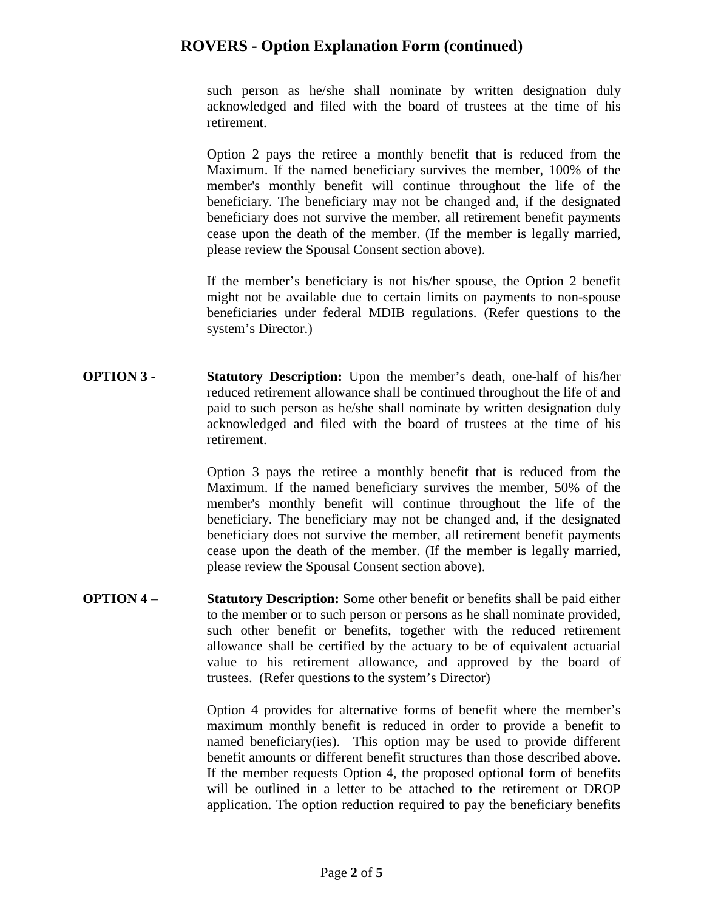such person as he/she shall nominate by written designation duly acknowledged and filed with the board of trustees at the time of his retirement.

Option 2 pays the retiree a monthly benefit that is reduced from the Maximum. If the named beneficiary survives the member, 100% of the member's monthly benefit will continue throughout the life of the beneficiary. The beneficiary may not be changed and, if the designated beneficiary does not survive the member, all retirement benefit payments cease upon the death of the member. (If the member is legally married, please review the Spousal Consent section above).

If the member's beneficiary is not his/her spouse, the Option 2 benefit might not be available due to certain limits on payments to non-spouse beneficiaries under federal MDIB regulations. (Refer questions to the system's Director.)

**OPTION 3 -** **Statutory Description:** Upon the member's death, one-half of his/her reduced retirement allowance shall be continued throughout the life of and paid to such person as he/she shall nominate by written designation duly acknowledged and filed with the board of trustees at the time of his retirement.

Option 3 pays the retiree a monthly benefit that is reduced from the Maximum. If the named beneficiary survives the member, 50% of the member's monthly benefit will continue throughout the life of the beneficiary. The beneficiary may not be changed and, if the designated beneficiary does not survive the member, all retirement benefit payments cease upon the death of the member. (If the member is legally married, please review the Spousal Consent section above).

**OPTION 4 –** **Statutory Description:** Some other benefit or benefits shall be paid either to the member or to such person or persons as he shall nominate provided, such other benefit or benefits, together with the reduced retirement allowance shall be certified by the actuary to be of equivalent actuarial value to his retirement allowance, and approved by the board of trustees. (Refer questions to the system's Director)

Option 4 provides for alternative forms of benefit where the member's maximum monthly benefit is reduced in order to provide a benefit to named beneficiary(ies). This option may be used to provide different benefit amounts or different benefit structures than those described above. If the member requests Option 4, the proposed optional form of benefits will be outlined in a letter to be attached to the retirement or DROP application. The option reduction required to pay the beneficiary benefits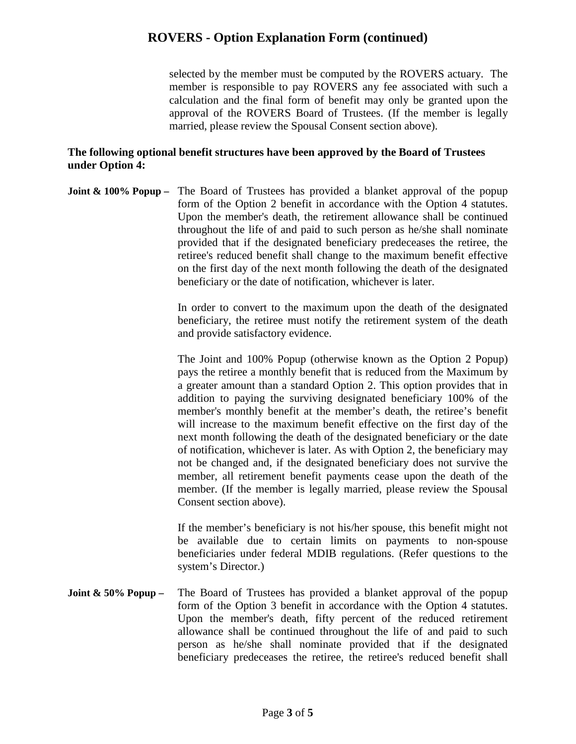selected by the member must be computed by the ROVERS actuary. The member is responsible to pay ROVERS any fee associated with such a calculation and the final form of benefit may only be granted upon the approval of the ROVERS Board of Trustees. (If the member is legally married, please review the Spousal Consent section above).

**The following optional benefit structures have been approved by the Board of Trustees under Option 4:**

**Joint & 100% Popup –** The Board of Trustees has provided a blanket approval of the popup form of the Option 2 benefit in accordance with the Option 4 statutes. Upon the member's death, the retirement allowance shall be continued throughout the life of and paid to such person as he/she shall nominate provided that if the designated beneficiary predeceases the retiree, the retiree's reduced benefit shall change to the maximum benefit effective on the first day of the next month following the death of the designated beneficiary or the date of notification, whichever is later.

In order to convert to the maximum upon the death of the designated beneficiary, the retiree must notify the retirement system of the death and provide satisfactory evidence.

The Joint and 100% Popup (otherwise known as the Option 2 Popup) pays the retiree a monthly benefit that is reduced from the Maximum by a greater amount than a standard Option 2. This option provides that in addition to paying the surviving designated beneficiary 100% of the member's monthly benefit at the member's death, the retiree's benefit will increase to the maximum benefit effective on the first day of the next month following the death of the designated beneficiary or the date of notification, whichever is later. As with Option 2, the beneficiary may not be changed and, if the designated beneficiary does not survive the member, all retirement benefit payments cease upon the death of the member. (If the member is legally married, please review the Spousal Consent section above).

If the member's beneficiary is not his/her spouse, this benefit might not be available due to certain limits on payments to non-spouse beneficiaries under federal MDIB regulations. (Refer questions to the system's Director.)

**Joint & 50% Popup –** The Board of Trustees has provided a blanket approval of the popup form of the Option 3 benefit in accordance with the Option 4 statutes. Upon the member's death, fifty percent of the reduced retirement allowance shall be continued throughout the life of and paid to such person as he/she shall nominate provided that if the designated beneficiary predeceases the retiree, the retiree's reduced benefit shall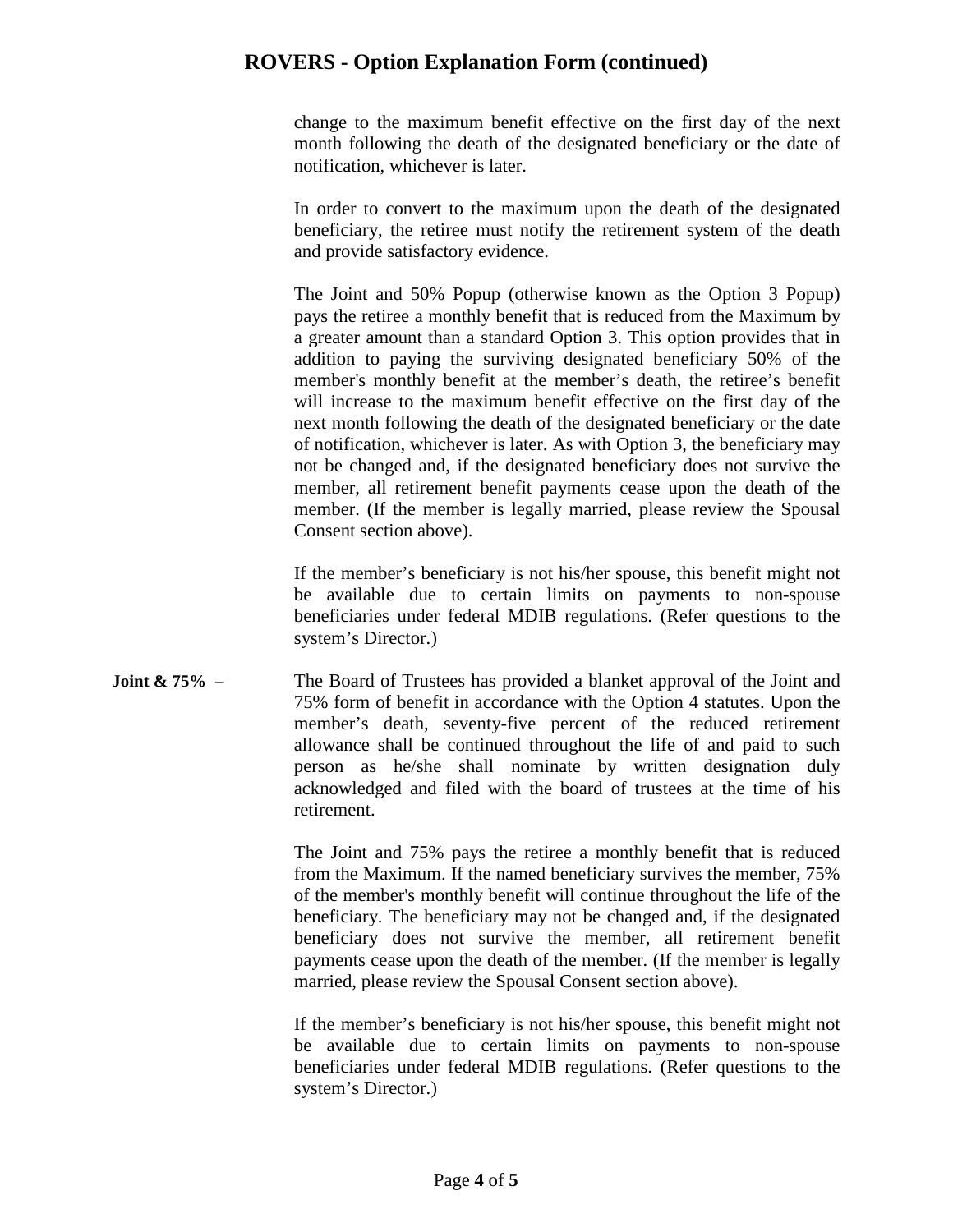change to the maximum benefit effective on the first day of the next month following the death of the designated beneficiary or the date of notification, whichever is later.

In order to convert to the maximum upon the death of the designated beneficiary, the retiree must notify the retirement system of the death and provide satisfactory evidence.

The Joint and 50% Popup (otherwise known as the Option 3 Popup) pays the retiree a monthly benefit that is reduced from the Maximum by a greater amount than a standard Option 3. This option provides that in addition to paying the surviving designated beneficiary 50% of the member's monthly benefit at the member's death, the retiree's benefit will increase to the maximum benefit effective on the first day of the next month following the death of the designated beneficiary or the date of notification, whichever is later. As with Option 3, the beneficiary may not be changed and, if the designated beneficiary does not survive the member, all retirement benefit payments cease upon the death of the member. (If the member is legally married, please review the Spousal Consent section above).

If the member's beneficiary is not his/her spouse, this benefit might not be available due to certain limits on payments to non-spouse beneficiaries under federal MDIB regulations. (Refer questions to the system's Director.)

**Joint & 75% –** The Board of Trustees has provided a blanket approval of the Joint and 75% form of benefit in accordance with the Option 4 statutes. Upon the member's death, seventy-five percent of the reduced retirement allowance shall be continued throughout the life of and paid to such person as he/she shall nominate by written designation duly acknowledged and filed with the board of trustees at the time of his retirement.

The Joint and 75% pays the retiree a monthly benefit that is reduced from the Maximum. If the named beneficiary survives the member, 75% of the member's monthly benefit will continue throughout the life of the beneficiary. The beneficiary may not be changed and, if the designated beneficiary does not survive the member, all retirement benefit payments cease upon the death of the member. (If the member is legally married, please review the Spousal Consent section above).

If the member's beneficiary is not his/her spouse, this benefit might not be available due to certain limits on payments to non-spouse beneficiaries under federal MDIB regulations. (Refer questions to the system's Director.)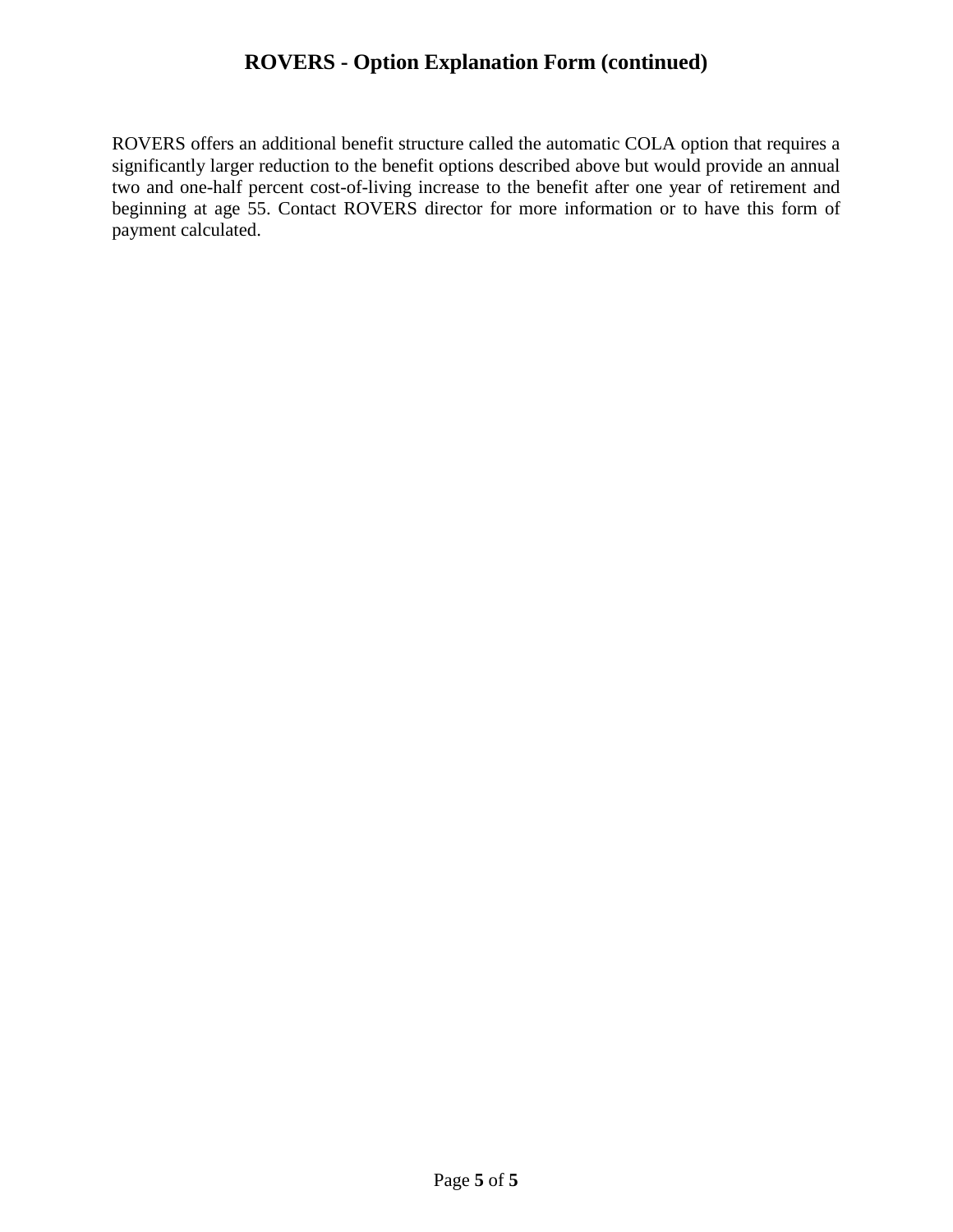# ROVERS - Option Explanation Form (continued)

ROVERS offers an additional benefit structure called the automatic COLA option that requires a significantly larger reduction to the benefit options described above but would provide an annual two and one-half percent cost-of-living increase to the benefit after one year of retirement and beginning at age 55. Contact ROVERS director for more information or to have this form of payment calculated.